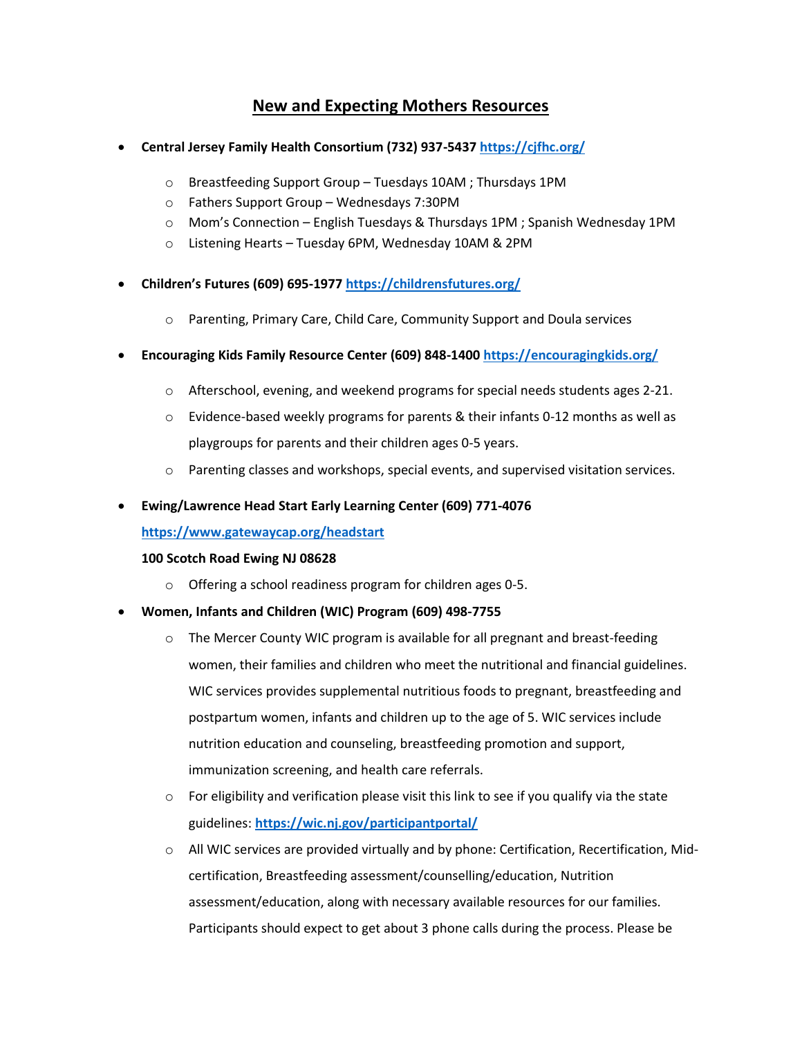# New and Expecting Mothers Resources

- **Central Jersey Family Health Consortium (732) 937-5437** [https://cjfhc.org/](https://cjfhc.org/)
    - Breastfeeding Support Group – Tuesdays 10AM ; Thursdays 1PM
    - Fathers Support Group – Wednesdays 7:30PM
    - Mom's Connection – English Tuesdays & Thursdays 1PM ; Spanish Wednesday 1PM
    - Listening Hearts – Tuesday 6PM, Wednesday 10AM & 2PM

- **Children's Futures (609) 695-1977** [https://childrensfutures.org/](https://childrensfutures.org/)
    - Parenting, Primary Care, Child Care, Community Support and Doula services

- **Encouraging Kids Family Resource Center (609) 848-1400** [https://encouragingkids.org/](https://encouragingkids.org/)
    - Afterschool, evening, and weekend programs for special needs students ages 2-21.
    - Evidence-based weekly programs for parents & their infants 0-12 months as well as playgroups for parents and their children ages 0-5 years.
    - Parenting classes and workshops, special events, and supervised visitation services.

- **Ewing/Lawrence Head Start Early Learning Center (609) 771-4076**
  **[https://www.gatewaycap.org/headstart](https://www.gatewaycap.org/headstart)**
  **100 Scotch Road Ewing NJ 08628**
    - Offering a school readiness program for children ages 0-5.

- **Women, Infants and Children (WIC) Program (609) 498-7755**
    - The Mercer County WIC program is available for all pregnant and breast-feeding women, their families and children who meet the nutritional and financial guidelines. WIC services provides supplemental nutritious foods to pregnant, breastfeeding and postpartum women, infants and children up to the age of 5. WIC services include nutrition education and counseling, breastfeeding promotion and support, immunization screening, and health care referrals.
    - For eligibility and verification please visit this link to see if you qualify via the state guidelines: **[https://wic.nj.gov/participantportal/](https://wic.nj.gov/participantportal/)**
    - All WIC services are provided virtually and by phone: Certification, Recertification, Mid-certification, Breastfeeding assessment/counselling/education, Nutrition assessment/education, along with necessary available resources for our families. Participants should expect to get about 3 phone calls during the process. Please be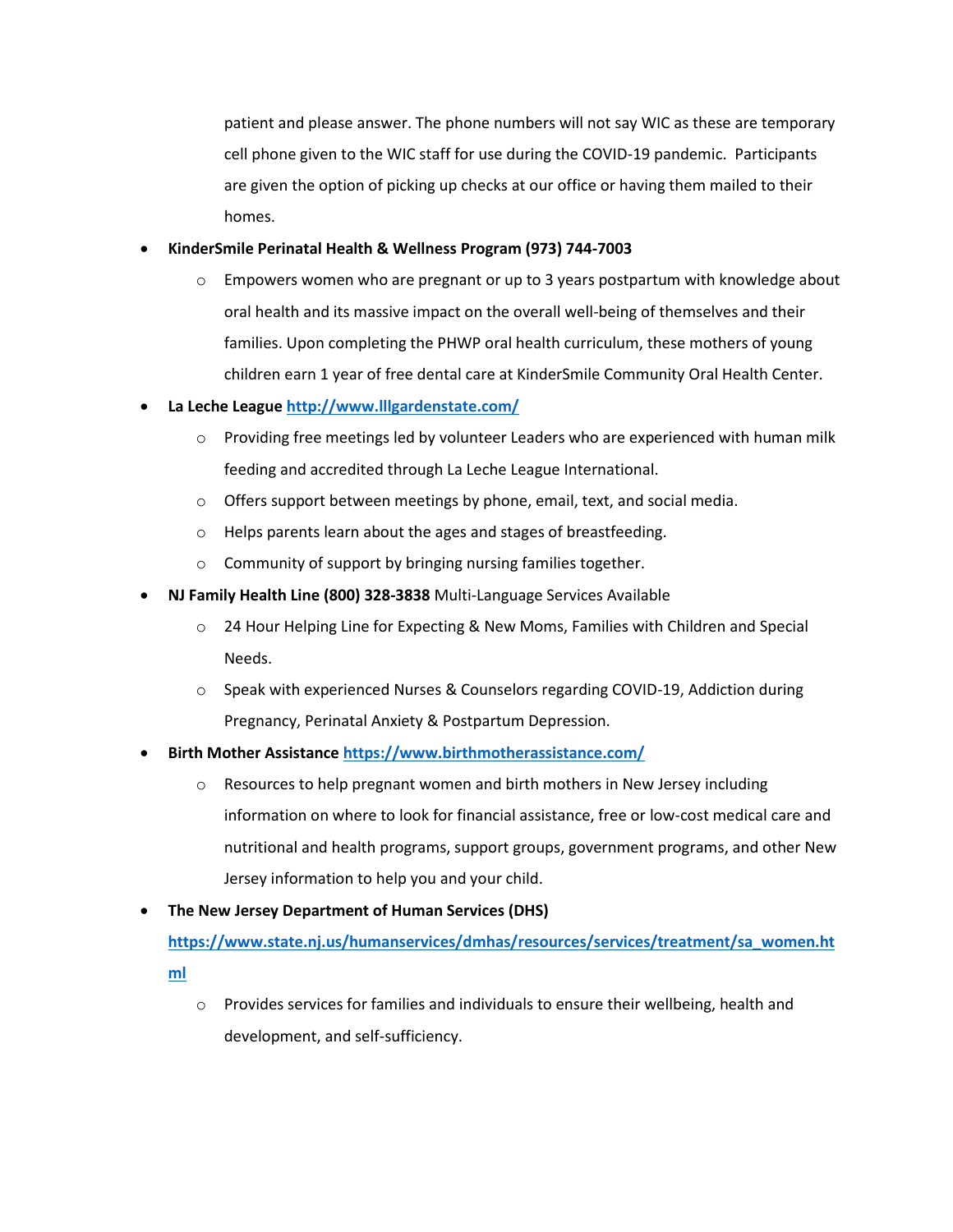patient and please answer. The phone numbers will not say WIC as these are temporary cell phone given to the WIC staff for use during the COVID-19 pandemic. Participants are given the option of picking up checks at our office or having them mailed to their homes.

- **KinderSmile Perinatal Health & Wellness Program (973) 744-7003**
  - Empowers women who are pregnant or up to 3 years postpartum with knowledge about oral health and its massive impact on the overall well-being of themselves and their families. Upon completing the PHWP oral health curriculum, these mothers of young children earn 1 year of free dental care at KinderSmile Community Oral Health Center.
- **La Leche League** [http://www.lllgardenstate.com/](http://www.lllgardenstate.com/)
  - Providing free meetings led by volunteer Leaders who are experienced with human milk feeding and accredited through La Leche League International.
  - Offers support between meetings by phone, email, text, and social media.
  - Helps parents learn about the ages and stages of breastfeeding.
  - Community of support by bringing nursing families together.
- **NJ Family Health Line (800) 328-3838** Multi-Language Services Available
  - 24 Hour Helping Line for Expecting & New Moms, Families with Children and Special Needs.
  - Speak with experienced Nurses & Counselors regarding COVID-19, Addiction during Pregnancy, Perinatal Anxiety & Postpartum Depression.
- **Birth Mother Assistance** [https://www.birthmotherassistance.com/](https://www.birthmotherassistance.com/)
  - Resources to help pregnant women and birth mothers in New Jersey including information on where to look for financial assistance, free or low-cost medical care and nutritional and health programs, support groups, government programs, and other New Jersey information to help you and your child.
- **The New Jersey Department of Human Services (DHS)** [https://www.state.nj.us/humanservices/dmhas/resources/services/treatment/sa_women.html](https://www.state.nj.us/humanservices/dmhas/resources/services/treatment/sa_women.html)
  - Provides services for families and individuals to ensure their wellbeing, health and development, and self-sufficiency.